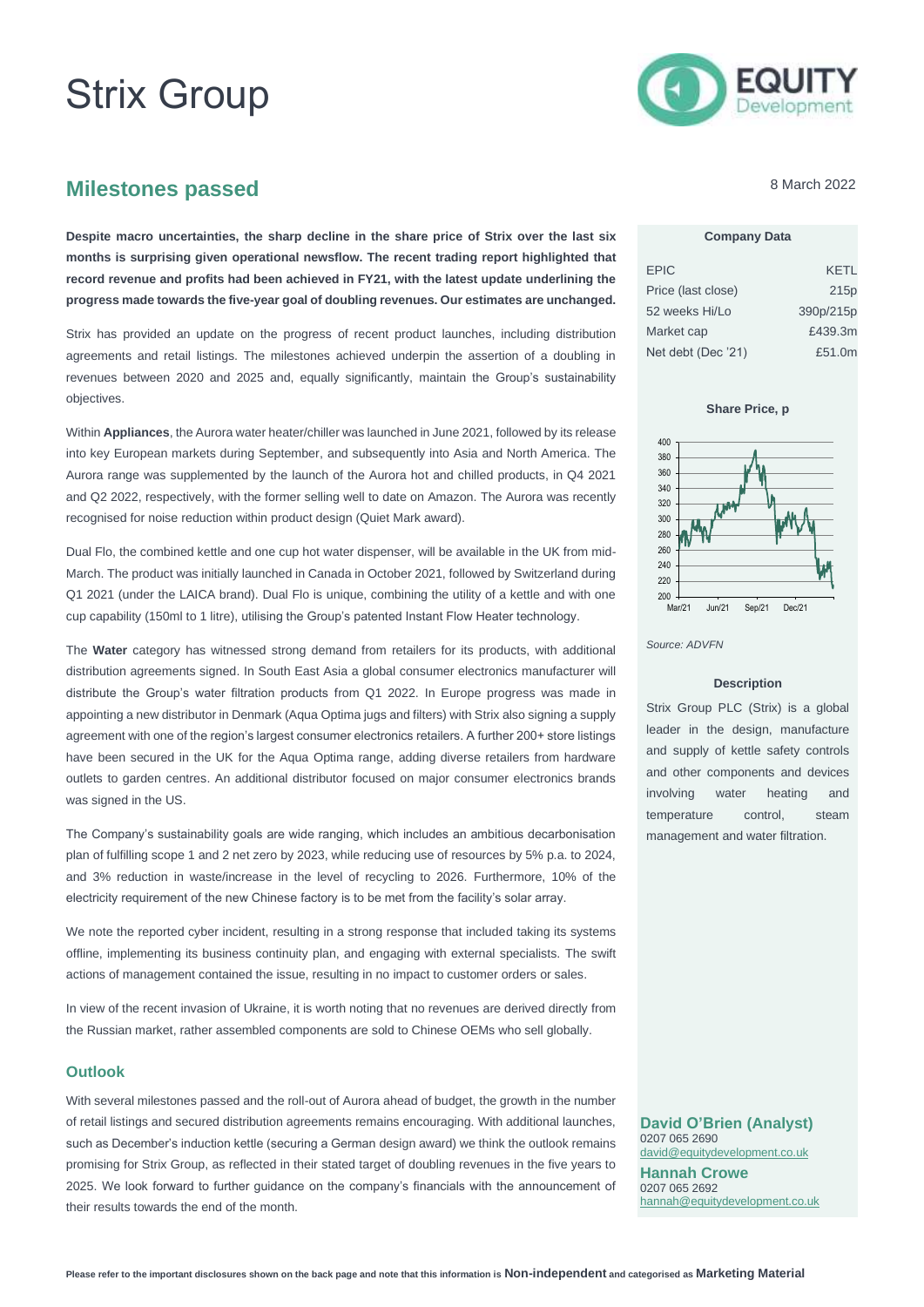# Strix Group

## Milestones passed

8 March 2022

**Despite macro uncertainties, the sharp decline in the share price of Strix over the last six months is surprising given operational newsflow. The recent trading report highlighted that record revenue and profits had been achieved in FY21, with the latest update underlining the progress made towards the five-year goal of doubling revenues. Our estimates are unchanged.**

Strix has provided an update on the progress of recent product launches, including distribution agreements and retail listings. The milestones achieved underpin the assertion of a doubling in revenues between 2020 and 2025 and, equally significantly, maintain the Group's sustainability objectives.

Within **Appliances**, the Aurora water heater/chiller was launched in June 2021, followed by its release into key European markets during September, and subsequently into Asia and North America. The Aurora range was supplemented by the launch of the Aurora hot and chilled products, in Q4 2021 and Q2 2022, respectively, with the former selling well to date on Amazon. The Aurora was recently recognised for noise reduction within product design (Quiet Mark award).

Dual Flo, the combined kettle and one cup hot water dispenser, will be available in the UK from mid-March. The product was initially launched in Canada in October 2021, followed by Switzerland during Q1 2021 (under the LAICA brand). Dual Flo is unique, combining the utility of a kettle and with one cup capability (150ml to 1 litre), utilising the Group's patented Instant Flow Heater technology.

The **Water** category has witnessed strong demand from retailers for its products, with additional distribution agreements signed. In South East Asia a global consumer electronics manufacturer will distribute the Group's water filtration products from Q1 2022. In Europe progress was made in appointing a new distributor in Denmark (Aqua Optima jugs and filters) with Strix also signing a supply agreement with one of the region's largest consumer electronics retailers. A further 200+ store listings have been secured in the UK for the Aqua Optima range, adding diverse retailers from hardware outlets to garden centres. An additional distributor focused on major consumer electronics brands was signed in the US.

The Company's sustainability goals are wide ranging, which includes an ambitious decarbonisation plan of fulfilling scope 1 and 2 net zero by 2023, while reducing use of resources by 5% p.a. to 2024, and 3% reduction in waste/increase in the level of recycling to 2026. Furthermore, 10% of the electricity requirement of the new Chinese factory is to be met from the facility's solar array.

We note the reported cyber incident, resulting in a strong response that included taking its systems offline, implementing its business continuity plan, and engaging with external specialists. The swift actions of management contained the issue, resulting in no impact to customer orders or sales.

In view of the recent invasion of Ukraine, it is worth noting that no revenues are derived directly from the Russian market, rather assembled components are sold to Chinese OEMs who sell globally.

### Outlook

With several milestones passed and the roll-out of Aurora ahead of budget, the growth in the number of retail listings and secured distribution agreements remains encouraging. With additional launches, such as December's induction kettle (securing a German design award) we think the outlook remains promising for Strix Group, as reflected in their stated target of doubling revenues in the five years to 2025. We look forward to further guidance on the company's financials with the announcement of their results towards the end of the month.

**Company Data**

| | |
|---|---|
| EPIC | KETL |
| Price (last close) | 215p |
| 52 weeks Hi/Lo | 390p/215p |
| Market cap | £439.3m |
| Net debt (Dec '21) | £51.0m |

**Share Price, p**

*Source: ADVFN*

**Description**

Strix Group PLC (Strix) is a global leader in the design, manufacture and supply of kettle safety controls and other components and devices involving water heating and temperature control, steam management and water filtration.

**David O'Brien (Analyst)**
0207 065 2690
david@equitydevelopment.co.uk

**Hannah Crowe**
0207 065 2692
hannah@equitydevelopment.co.uk

Please refer to the important disclosures shown on the back page and note that this information is **Non-independent** and categorised as **Marketing Material**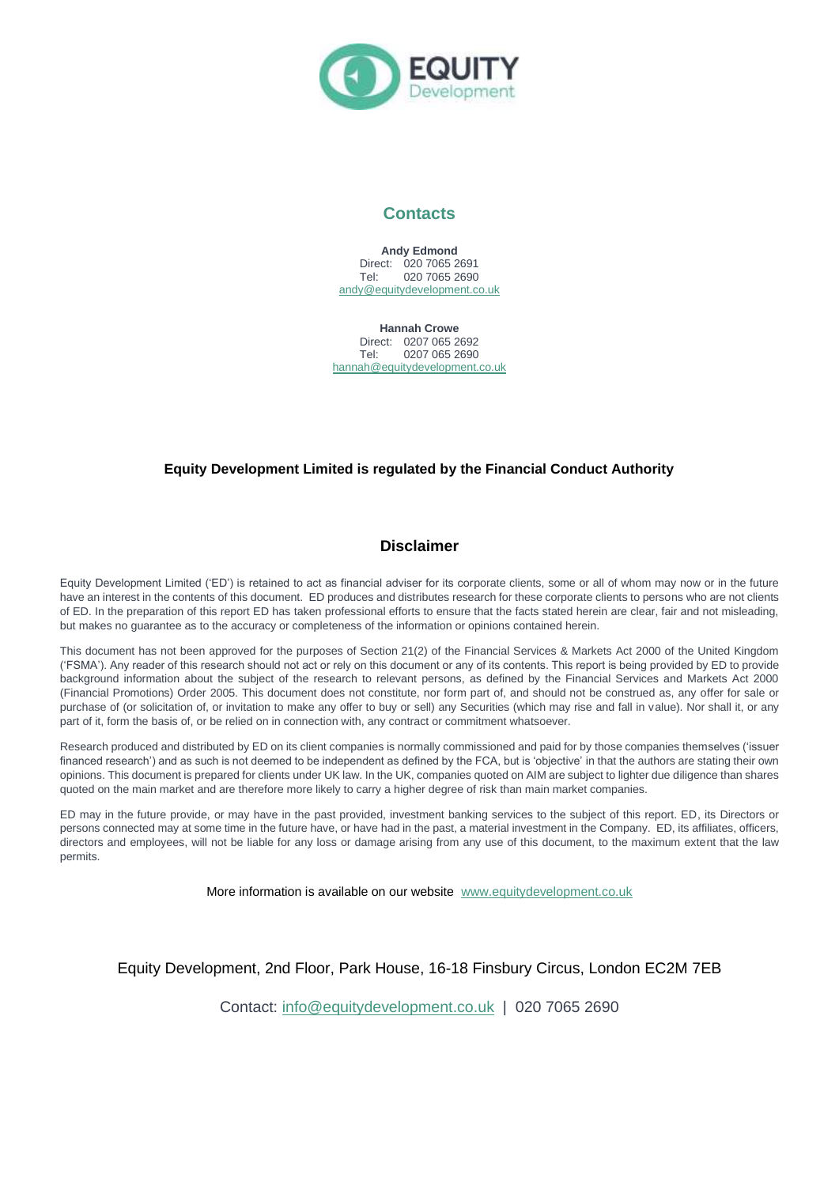## Contacts

**Andy Edmond**
Direct: 020 7065 2691
Tel: 020 7065 2690
andy@equitydevelopment.co.uk

**Hannah Crowe**
Direct: 0207 065 2692
Tel: 0207 065 2690
hannah@equitydevelopment.co.uk

**Equity Development Limited is regulated by the Financial Conduct Authority**

## Disclaimer

Equity Development Limited ('ED') is retained to act as financial adviser for its corporate clients, some or all of whom may now or in the future have an interest in the contents of this document. ED produces and distributes research for these corporate clients to persons who are not clients of ED. In the preparation of this report ED has taken professional efforts to ensure that the facts stated herein are clear, fair and not misleading, but makes no guarantee as to the accuracy or completeness of the information or opinions contained herein.

This document has not been approved for the purposes of Section 21(2) of the Financial Services & Markets Act 2000 of the United Kingdom ('FSMA'). Any reader of this research should not act or rely on this document or any of its contents. This report is being provided by ED to provide background information about the subject of the research to relevant persons, as defined by the Financial Services and Markets Act 2000 (Financial Promotions) Order 2005. This document does not constitute, nor form part of, and should not be construed as, any offer for sale or purchase of (or solicitation of, or invitation to make any offer to buy or sell) any Securities (which may rise and fall in value). Nor shall it, or any part of it, form the basis of, or be relied on in connection with, any contract or commitment whatsoever.

Research produced and distributed by ED on its client companies is normally commissioned and paid for by those companies themselves ('issuer financed research') and as such is not deemed to be independent as defined by the FCA, but is 'objective' in that the authors are stating their own opinions. This document is prepared for clients under UK law. In the UK, companies quoted on AIM are subject to lighter due diligence than shares quoted on the main market and are therefore more likely to carry a higher degree of risk than main market companies.

ED may in the future provide, or may have in the past provided, investment banking services to the subject of this report. ED, its Directors or persons connected may at some time in the future have, or have had in the past, a material investment in the Company. ED, its affiliates, officers, directors and employees, will not be liable for any loss or damage arising from any use of this document, to the maximum extent that the law permits.

More information is available on our website www.equitydevelopment.co.uk

Equity Development, 2nd Floor, Park House, 16-18 Finsbury Circus, London EC2M 7EB

Contact: info@equitydevelopment.co.uk | 020 7065 2690